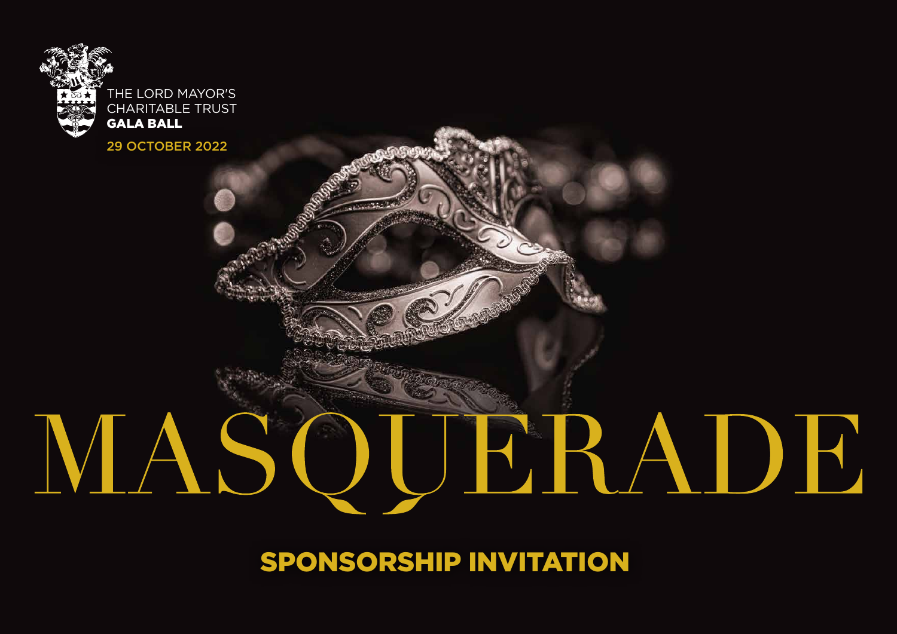THE LORD MAYOR'S CHARITABLE TRUST
**GALA BALL**

29 OCTOBER 2022

# MASQUERADE

## SPONSORSHIP INVITATION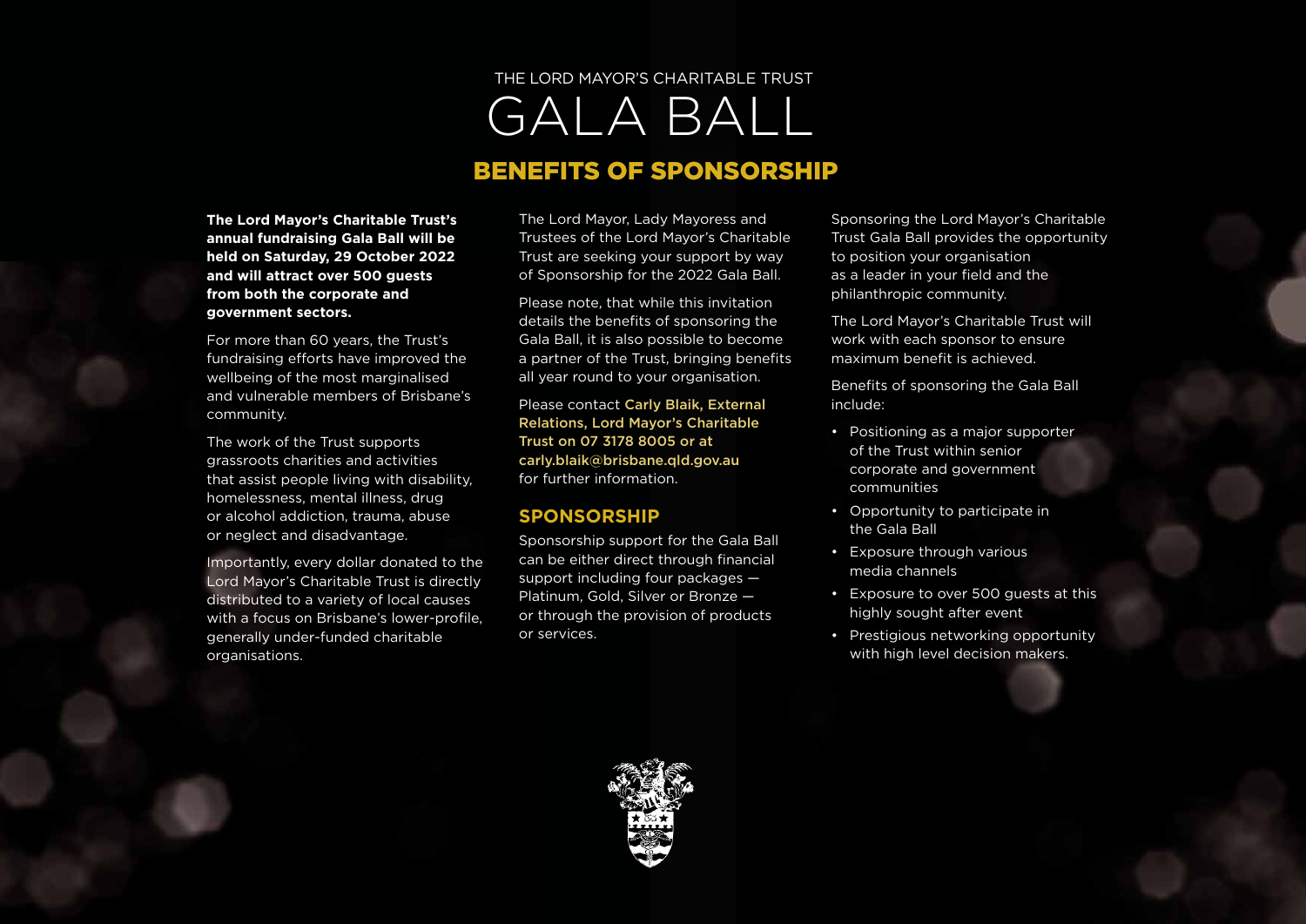THE LORD MAYOR'S CHARITABLE TRUST

# GALA BALL

## BENEFITS OF SPONSORSHIP

**The Lord Mayor's Charitable Trust's annual fundraising Gala Ball will be held on Saturday, 29 October 2022 and will attract over 500 guests from both the corporate and government sectors.**

For more than 60 years, the Trust's fundraising efforts have improved the wellbeing of the most marginalised and vulnerable members of Brisbane's community.

The work of the Trust supports grassroots charities and activities that assist people living with disability, homelessness, mental illness, drug or alcohol addiction, trauma, abuse or neglect and disadvantage.

Importantly, every dollar donated to the Lord Mayor's Charitable Trust is directly distributed to a variety of local causes with a focus on Brisbane's lower-profile, generally under-funded charitable organisations.

The Lord Mayor, Lady Mayoress and Trustees of the Lord Mayor's Charitable Trust are seeking your support by way of Sponsorship for the 2022 Gala Ball.

Please note, that while this invitation details the benefits of sponsoring the Gala Ball, it is also possible to become a partner of the Trust, bringing benefits all year round to your organisation.

Please contact **Carly Blaik, External Relations, Lord Mayor's Charitable Trust on 07 3178 8005 or at carly.blaik@brisbane.qld.gov.au** for further information.

### SPONSORSHIP

Sponsorship support for the Gala Ball can be either direct through financial support including four packages — Platinum, Gold, Silver or Bronze — or through the provision of products or services.

Sponsoring the Lord Mayor's Charitable Trust Gala Ball provides the opportunity to position your organisation as a leader in your field and the philanthropic community.

The Lord Mayor's Charitable Trust will work with each sponsor to ensure maximum benefit is achieved.

Benefits of sponsoring the Gala Ball include:

- Positioning as a major supporter of the Trust within senior corporate and government communities
- Opportunity to participate in the Gala Ball
- Exposure through various media channels
- Exposure to over 500 guests at this highly sought after event
- Prestigious networking opportunity with high level decision makers.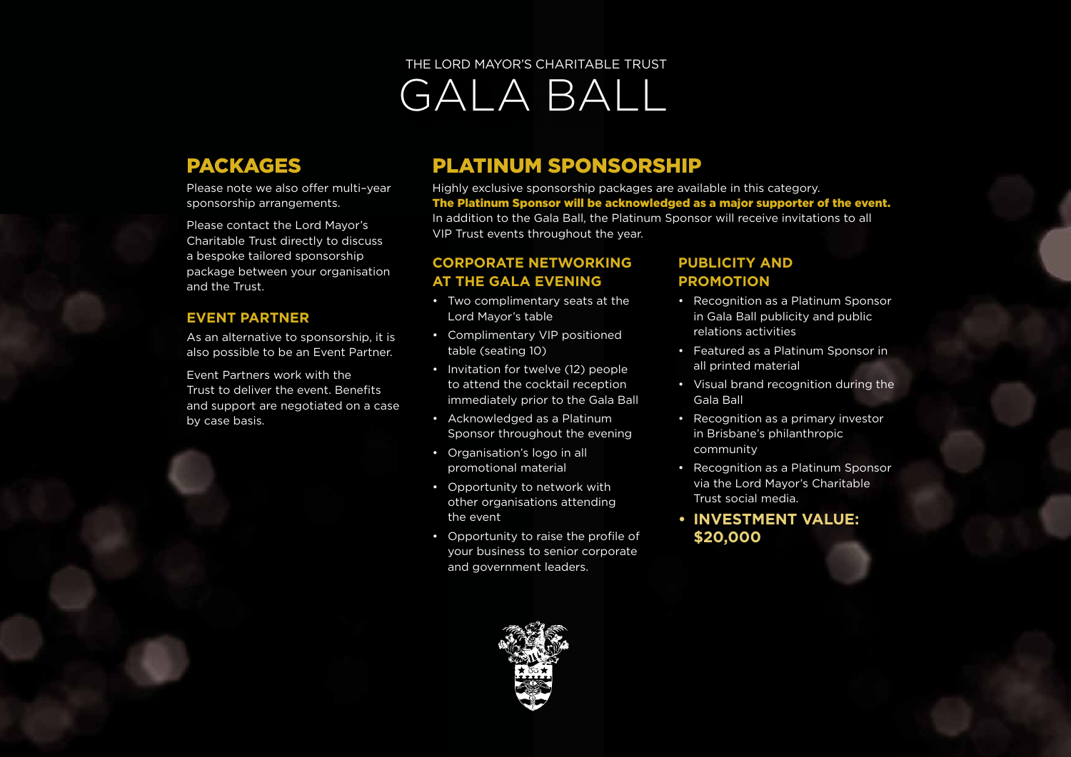THE LORD MAYOR'S CHARITABLE TRUST

# GALA BALL

## PACKAGES

Please note we also offer multi-year sponsorship arrangements.

Please contact the Lord Mayor's Charitable Trust directly to discuss a bespoke tailored sponsorship package between your organisation and the Trust.

### EVENT PARTNER

As an alternative to sponsorship, it is also possible to be an Event Partner.

Event Partners work with the Trust to deliver the event. Benefits and support are negotiated on a case by case basis.

## PLATINUM SPONSORSHIP

Highly exclusive sponsorship packages are available in this category.
**The Platinum Sponsor will be acknowledged as a major supporter of the event.**
In addition to the Gala Ball, the Platinum Sponsor will receive invitations to all VIP Trust events throughout the year.

### CORPORATE NETWORKING AT THE GALA EVENING

- Two complimentary seats at the Lord Mayor's table
- Complimentary VIP positioned table (seating 10)
- Invitation for twelve (12) people to attend the cocktail reception immediately prior to the Gala Ball
- Acknowledged as a Platinum Sponsor throughout the evening
- Organisation's logo in all promotional material
- Opportunity to network with other organisations attending the event
- Opportunity to raise the profile of your business to senior corporate and government leaders.

### PUBLICITY AND PROMOTION

- Recognition as a Platinum Sponsor in Gala Ball publicity and public relations activities
- Featured as a Platinum Sponsor in all printed material
- Visual brand recognition during the Gala Ball
- Recognition as a primary investor in Brisbane's philanthropic community
- Recognition as a Platinum Sponsor via the Lord Mayor's Charitable Trust social media.
- **INVESTMENT VALUE: $20,000**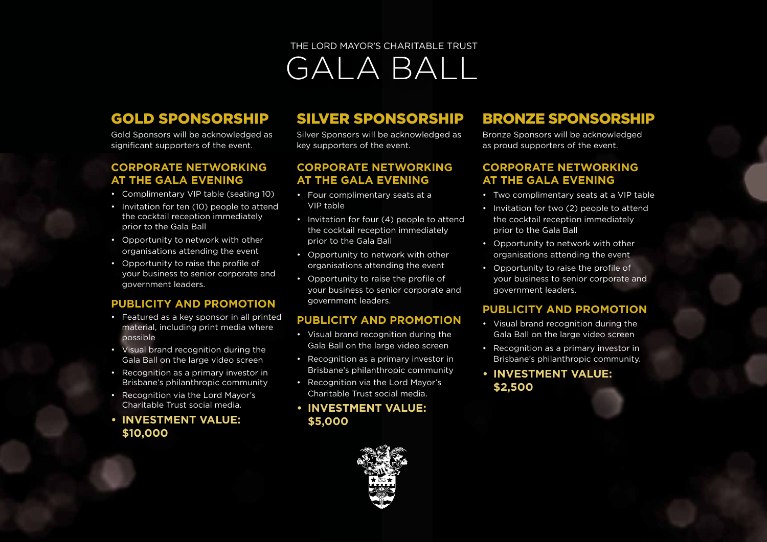THE LORD MAYOR'S CHARITABLE TRUST

# GALA BALL

## GOLD SPONSORSHIP

Gold Sponsors will be acknowledged as significant supporters of the event.

### CORPORATE NETWORKING AT THE GALA EVENING

- Complimentary VIP table (seating 10)
- Invitation for ten (10) people to attend the cocktail reception immediately prior to the Gala Ball
- Opportunity to network with other organisations attending the event
- Opportunity to raise the profile of your business to senior corporate and government leaders.

### PUBLICITY AND PROMOTION

- Featured as a key sponsor in all printed material, including print media where possible
- Visual brand recognition during the Gala Ball on the large video screen
- Recognition as a primary investor in Brisbane's philanthropic community
- Recognition via the Lord Mayor's Charitable Trust social media.
- **INVESTMENT VALUE: $10,000**

## SILVER SPONSORSHIP

Silver Sponsors will be acknowledged as key supporters of the event.

### CORPORATE NETWORKING AT THE GALA EVENING

- Four complimentary seats at a VIP table
- Invitation for four (4) people to attend the cocktail reception immediately prior to the Gala Ball
- Opportunity to network with other organisations attending the event
- Opportunity to raise the profile of your business to senior corporate and government leaders.

### PUBLICITY AND PROMOTION

- Visual brand recognition during the Gala Ball on the large video screen
- Recognition as a primary investor in Brisbane's philanthropic community
- Recognition via the Lord Mayor's Charitable Trust social media.
- **INVESTMENT VALUE: $5,000**

## BRONZE SPONSORSHIP

Bronze Sponsors will be acknowledged as proud supporters of the event.

### CORPORATE NETWORKING AT THE GALA EVENING

- Two complimentary seats at a VIP table
- Invitation for two (2) people to attend the cocktail reception immediately prior to the Gala Ball
- Opportunity to network with other organisations attending the event
- Opportunity to raise the profile of your business to senior corporate and government leaders.

### PUBLICITY AND PROMOTION

- Visual brand recognition during the Gala Ball on the large video screen
- Recognition as a primary investor in Brisbane's philanthropic community.
- **INVESTMENT VALUE: $2,500**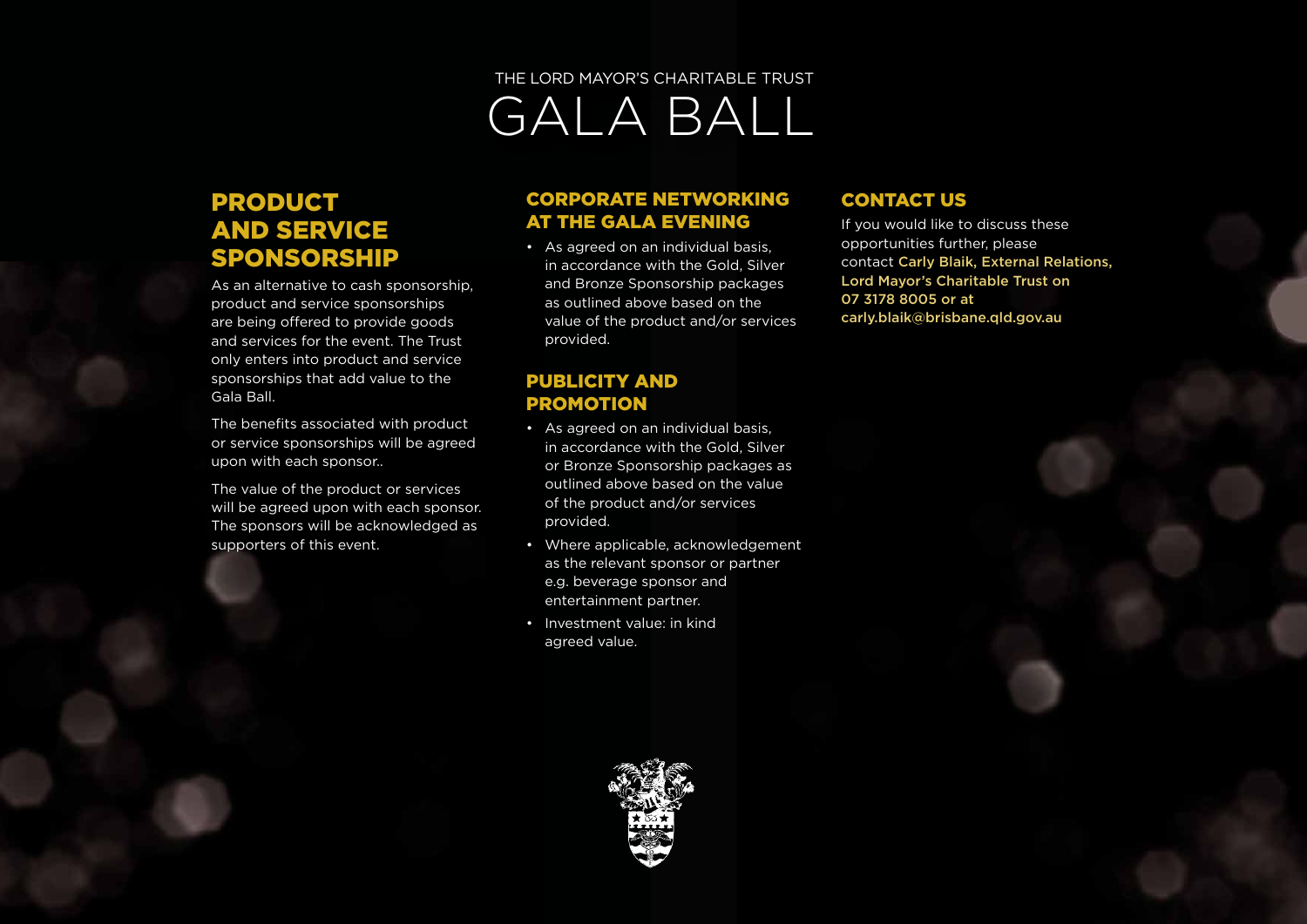THE LORD MAYOR'S CHARITABLE TRUST

# GALA BALL

## PRODUCT AND SERVICE SPONSORSHIP

As an alternative to cash sponsorship, product and service sponsorships are being offered to provide goods and services for the event. The Trust only enters into product and service sponsorships that add value to the Gala Ball.

The benefits associated with product or service sponsorships will be agreed upon with each sponsor..

The value of the product or services will be agreed upon with each sponsor. The sponsors will be acknowledged as supporters of this event.

## CORPORATE NETWORKING AT THE GALA EVENING

- As agreed on an individual basis, in accordance with the Gold, Silver and Bronze Sponsorship packages as outlined above based on the value of the product and/or services provided.

## PUBLICITY AND PROMOTION

- As agreed on an individual basis, in accordance with the Gold, Silver or Bronze Sponsorship packages as outlined above based on the value of the product and/or services provided.
- Where applicable, acknowledgement as the relevant sponsor or partner e.g. beverage sponsor and entertainment partner.
- Investment value: in kind agreed value.

## CONTACT US

If you would like to discuss these opportunities further, please contact **Carly Blaik, External Relations, Lord Mayor's Charitable Trust on 07 3178 8005 or at carly.blaik@brisbane.qld.gov.au**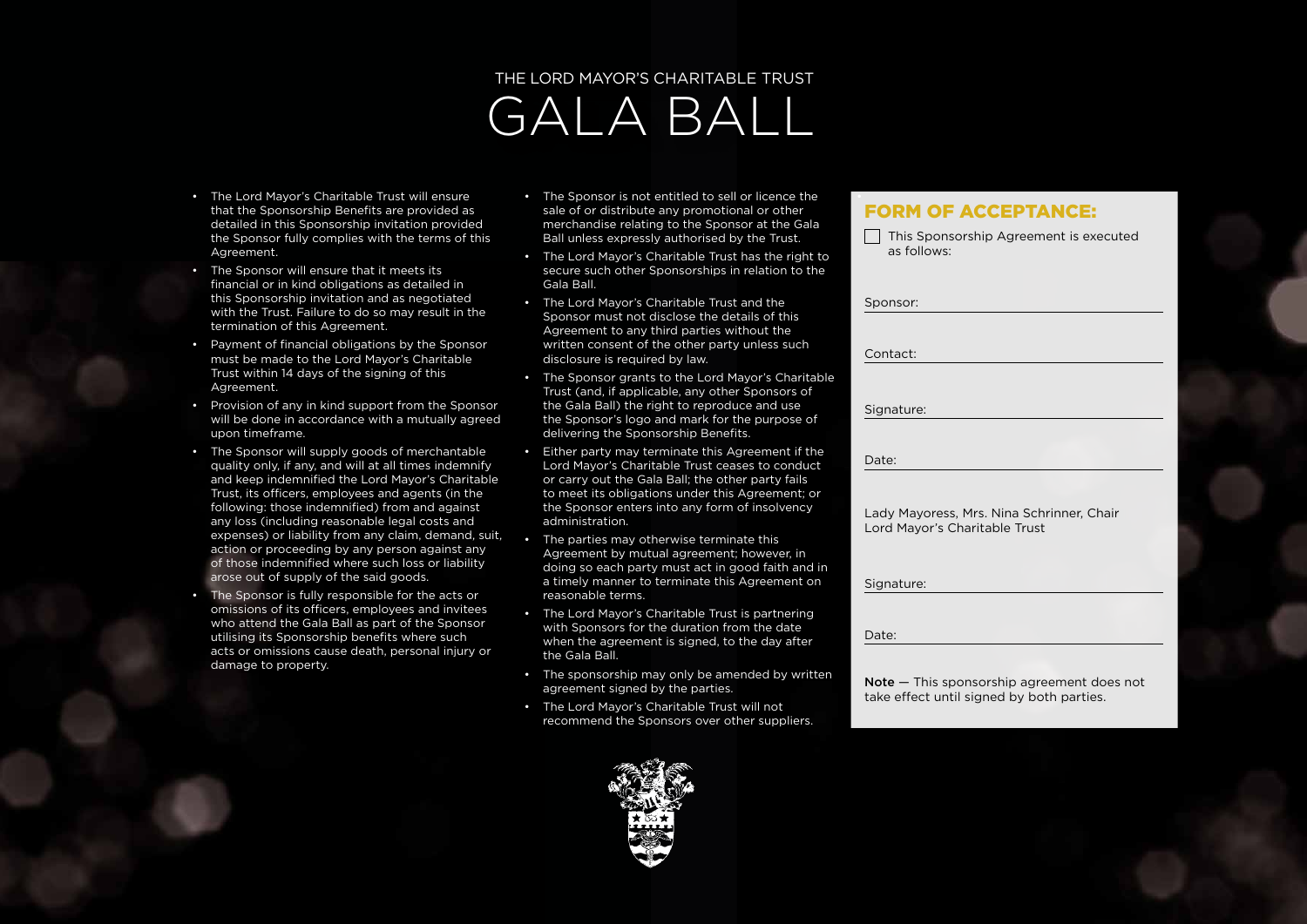THE LORD MAYOR'S CHARITABLE TRUST

# GALA BALL

- The Lord Mayor's Charitable Trust will ensure that the Sponsorship Benefits are provided as detailed in this Sponsorship invitation provided the Sponsor fully complies with the terms of this Agreement.
- The Sponsor will ensure that it meets its financial or in kind obligations as detailed in this Sponsorship invitation and as negotiated with the Trust. Failure to do so may result in the termination of this Agreement.
- Payment of financial obligations by the Sponsor must be made to the Lord Mayor's Charitable Trust within 14 days of the signing of this Agreement.
- Provision of any in kind support from the Sponsor will be done in accordance with a mutually agreed upon timeframe.
- The Sponsor will supply goods of merchantable quality only, if any, and will at all times indemnify and keep indemnified the Lord Mayor's Charitable Trust, its officers, employees and agents (in the following: those indemnified) from and against any loss (including reasonable legal costs and expenses) or liability from any claim, demand, suit, action or proceeding by any person against any of those indemnified where such loss or liability arose out of supply of the said goods.
- The Sponsor is fully responsible for the acts or omissions of its officers, employees and invitees who attend the Gala Ball as part of the Sponsor utilising its Sponsorship benefits where such acts or omissions cause death, personal injury or damage to property.
- The Sponsor is not entitled to sell or licence the sale of or distribute any promotional or other merchandise relating to the Sponsor at the Gala Ball unless expressly authorised by the Trust.
- The Lord Mayor's Charitable Trust has the right to secure such other Sponsorships in relation to the Gala Ball.
- The Lord Mayor's Charitable Trust and the Sponsor must not disclose the details of this Agreement to any third parties without the written consent of the other party unless such disclosure is required by law.
- The Sponsor grants to the Lord Mayor's Charitable Trust (and, if applicable, any other Sponsors of the Gala Ball) the right to reproduce and use the Sponsor's logo and mark for the purpose of delivering the Sponsorship Benefits.
- Either party may terminate this Agreement if the Lord Mayor's Charitable Trust ceases to conduct or carry out the Gala Ball; the other party fails to meet its obligations under this Agreement; or the Sponsor enters into any form of insolvency administration.
- The parties may otherwise terminate this Agreement by mutual agreement; however, in doing so each party must act in good faith and in a timely manner to terminate this Agreement on reasonable terms.
- The Lord Mayor's Charitable Trust is partnering with Sponsors for the duration from the date when the agreement is signed, to the day after the Gala Ball.
- The sponsorship may only be amended by written agreement signed by the parties.
- The Lord Mayor's Charitable Trust will not recommend the Sponsors over other suppliers.

## FORM OF ACCEPTANCE:

☐ This Sponsorship Agreement is executed as follows:

Sponsor: ______________________________

Contact: ______________________________

Signature: ______________________________

Date: ______________________________

Lady Mayoress, Mrs. Nina Schrinner, Chair
Lord Mayor's Charitable Trust

Signature: ______________________________

Date: ______________________________

**Note** — This sponsorship agreement does not take effect until signed by both parties.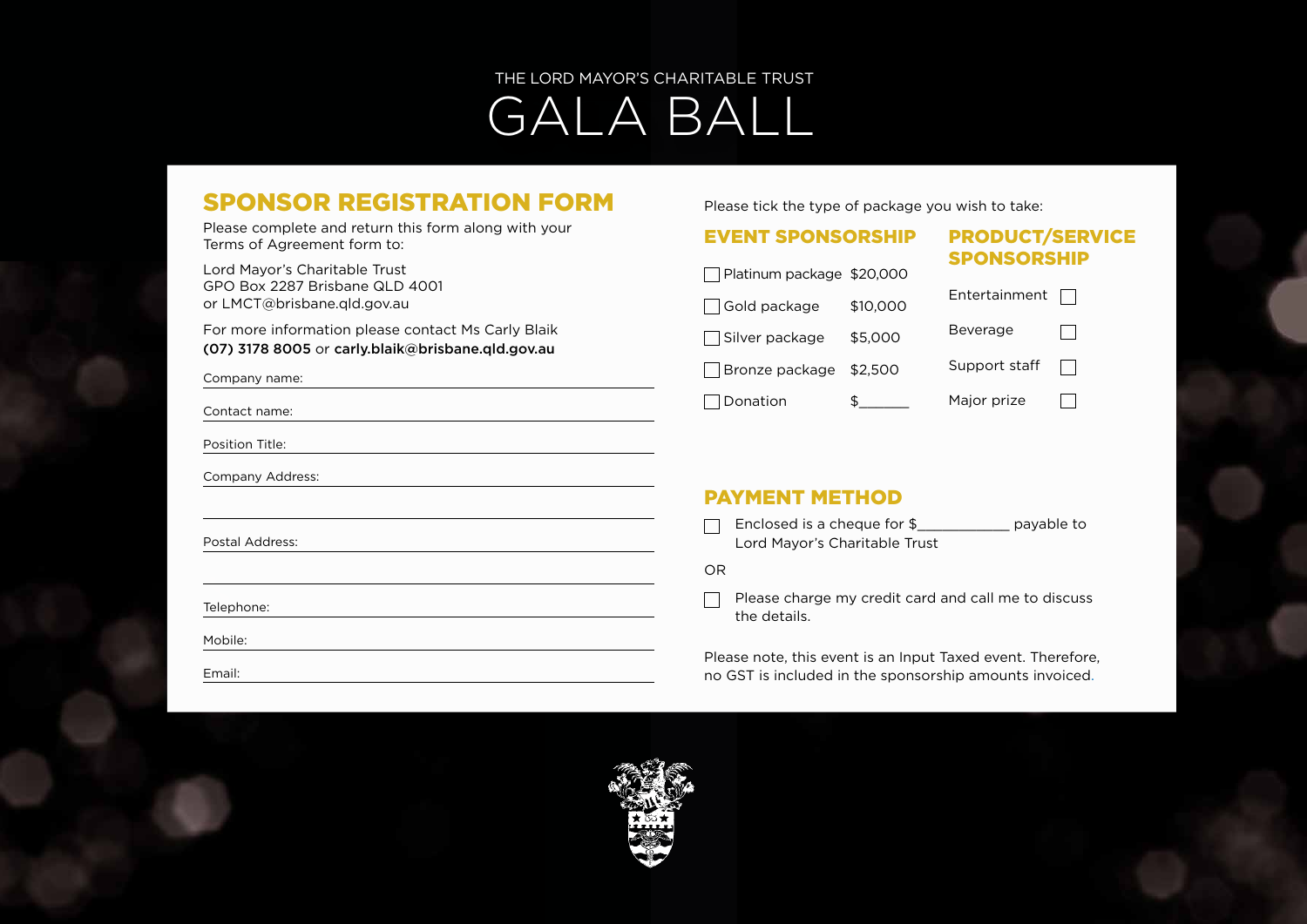THE LORD MAYOR'S CHARITABLE TRUST

# GALA BALL

## SPONSOR REGISTRATION FORM

Please complete and return this form along with your Terms of Agreement form to:

Lord Mayor's Charitable Trust
GPO Box 2287 Brisbane QLD 4001
or LMCT@brisbane.qld.gov.au

For more information please contact Ms Carly Blaik
**(07) 3178 8005** or **carly.blaik@brisbane.qld.gov.au**

Company name: ______________________

Contact name: ______________________

Position Title: ______________________

Company Address: ______________________

______________________

Postal Address: ______________________

______________________

Telephone: ______________________

Mobile: ______________________

Email: ______________________

Please tick the type of package you wish to take:

### EVENT SPONSORSHIP

- ☐ Platinum package $20,000
- ☐ Gold package $10,000
- ☐ Silver package $5,000
- ☐ Bronze package $2,500
- ☐ Donation $______

### PRODUCT/SERVICE SPONSORSHIP

- Entertainment ☐
- Beverage ☐
- Support staff ☐
- Major prize ☐

### PAYMENT METHOD

☐ Enclosed is a cheque for $___________ payable to Lord Mayor's Charitable Trust

OR

☐ Please charge my credit card and call me to discuss the details.

Please note, this event is an Input Taxed event. Therefore, no GST is included in the sponsorship amounts invoiced.